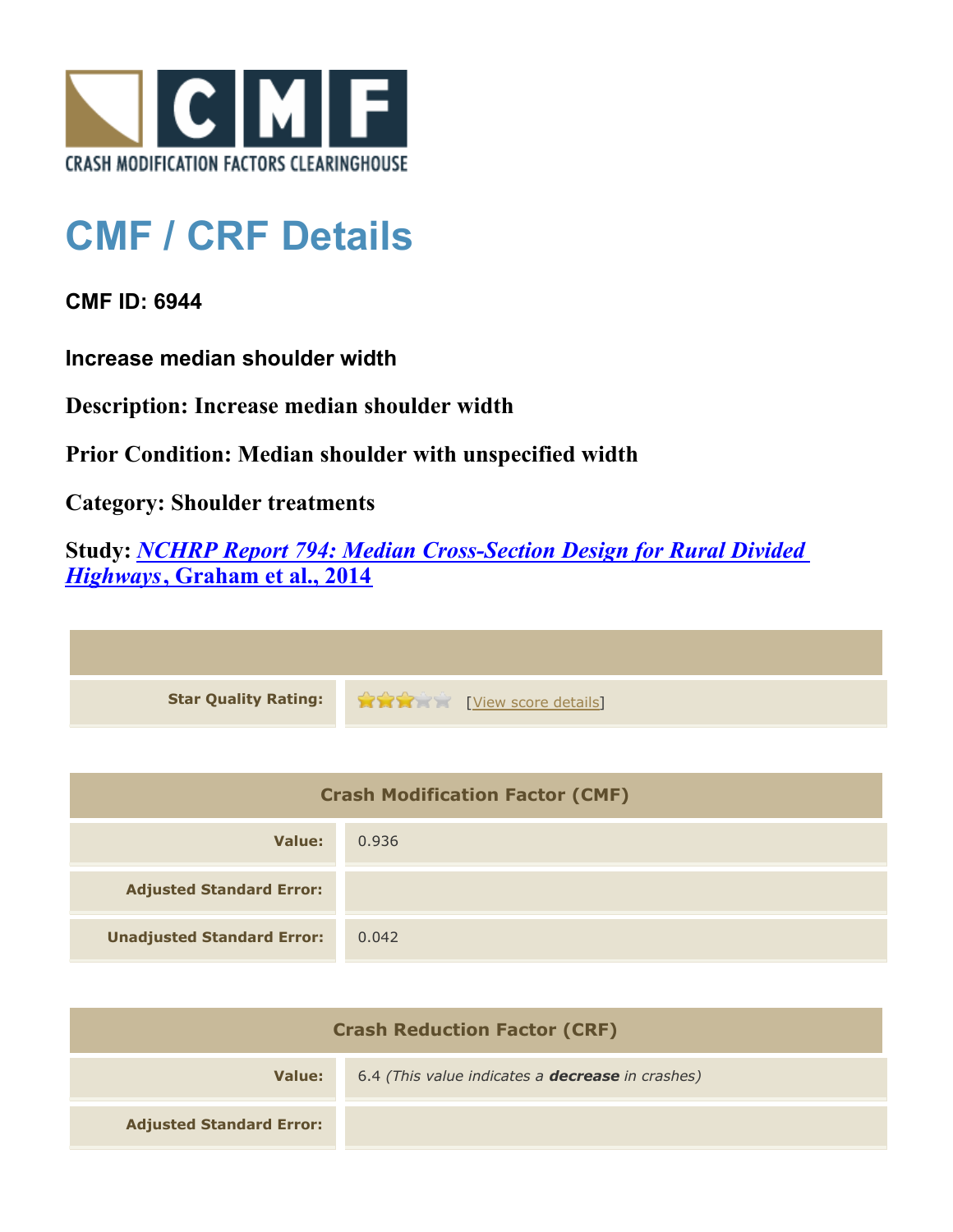# CMF / CRF Details

**CMF ID: 6944**

**Increase median shoulder width**

**Description: Increase median shoulder width**

**Prior Condition: Median shoulder with unspecified width**

**Category: Shoulder treatments**

**Study: *NCHRP Report 794: Median Cross-Section Design for Rural Divided Highways*, Graham et al., 2014**

| | |
|---|---|
| **Star Quality Rating:** | [View score details] |

| Crash Modification Factor (CMF) | |
|---|---|
| **Value:** | 0.936 |
| **Adjusted Standard Error:** | |
| **Unadjusted Standard Error:** | 0.042 |

| Crash Reduction Factor (CRF) | |
|---|---|
| **Value:** | 6.4 *(This value indicates a **decrease** in crashes)* |
| **Adjusted Standard Error:** | |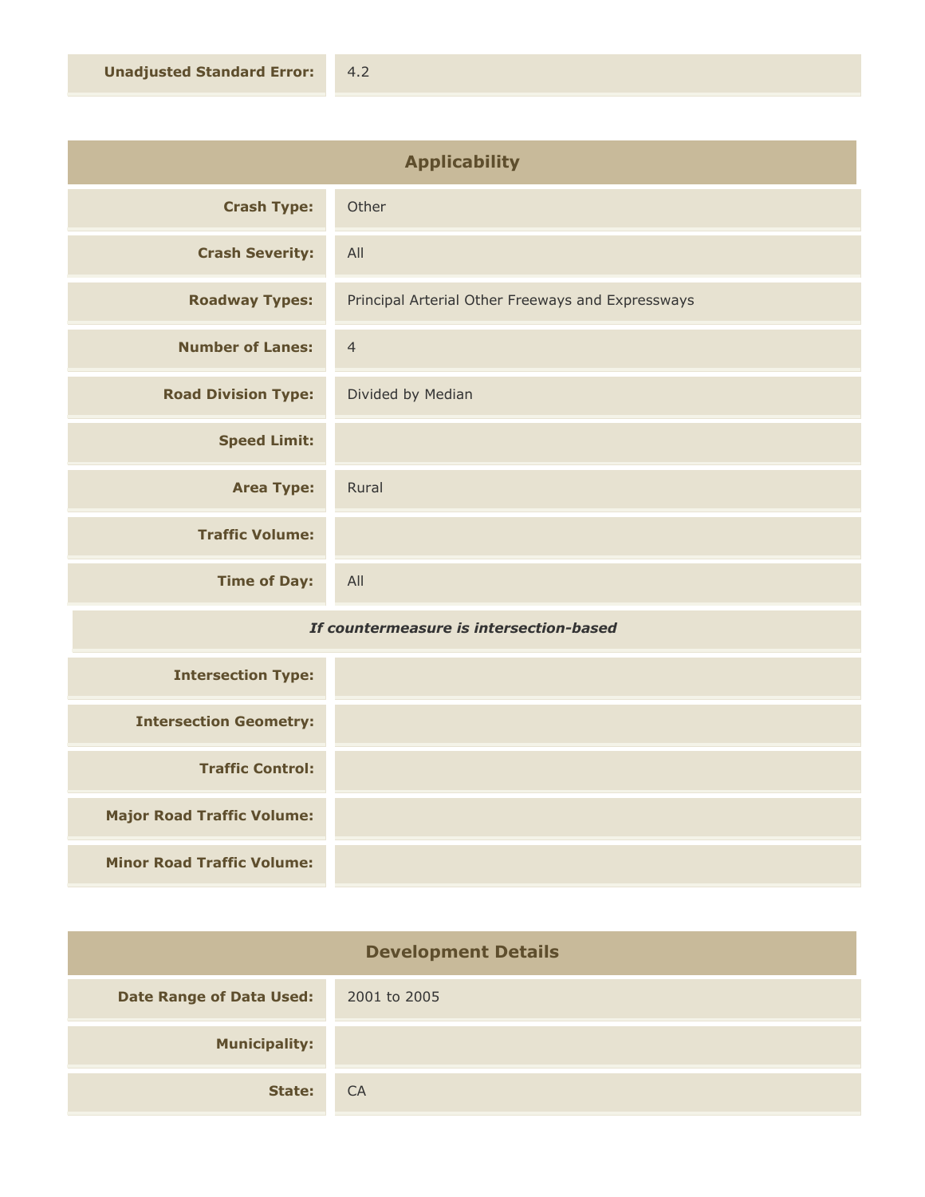| | |
|---|---|
| **Unadjusted Standard Error:** | 4.2 |

## Applicability

| | |
|---|---|
| **Crash Type:** | Other |
| **Crash Severity:** | All |
| **Roadway Types:** | Principal Arterial Other Freeways and Expressways |
| **Number of Lanes:** | 4 |
| **Road Division Type:** | Divided by Median |
| **Speed Limit:** | |
| **Area Type:** | Rural |
| **Traffic Volume:** | |
| **Time of Day:** | All |

***If countermeasure is intersection-based***

| | |
|---|---|
| **Intersection Type:** | |
| **Intersection Geometry:** | |
| **Traffic Control:** | |
| **Major Road Traffic Volume:** | |
| **Minor Road Traffic Volume:** | |

## Development Details

| | |
|---|---|
| **Date Range of Data Used:** | 2001 to 2005 |
| **Municipality:** | |
| **State:** | CA |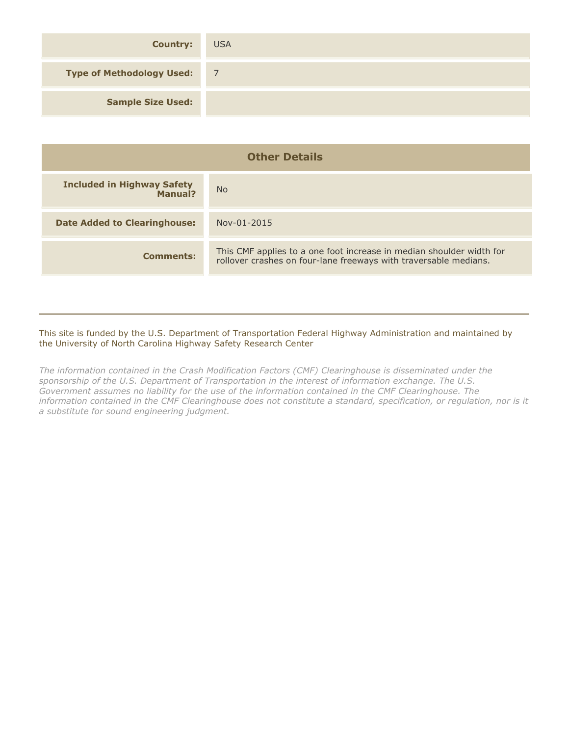| | |
|---|---|
| **Country:** | USA |
| **Type of Methodology Used:** | 7 |
| **Sample Size Used:** | |

## Other Details

| | |
|---|---|
| **Included in Highway Safety Manual?** | No |
| **Date Added to Clearinghouse:** | Nov-01-2015 |
| **Comments:** | This CMF applies to a one foot increase in median shoulder width for rollover crashes on four-lane freeways with traversable medians. |

---

This site is funded by the U.S. Department of Transportation Federal Highway Administration and maintained by the University of North Carolina Highway Safety Research Center

*The information contained in the Crash Modification Factors (CMF) Clearinghouse is disseminated under the sponsorship of the U.S. Department of Transportation in the interest of information exchange. The U.S. Government assumes no liability for the use of the information contained in the CMF Clearinghouse. The information contained in the CMF Clearinghouse does not constitute a standard, specification, or regulation, nor is it a substitute for sound engineering judgment.*